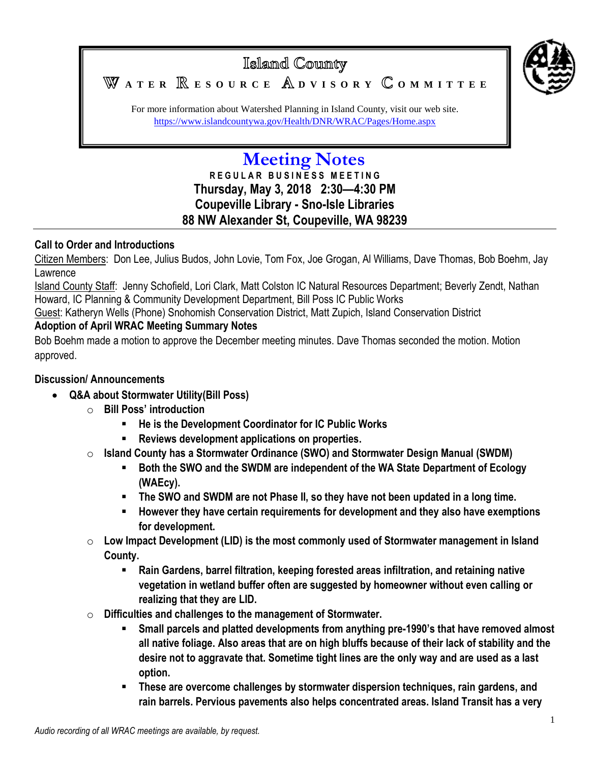# Island County

## WATER RESOURCE ADVISORY COMMITTEE

For more information about Watershed Planning in Island County, visit our web site.
https://www.islandcountywa.gov/Health/DNR/WRAC/Pages/Home.aspx

# Meeting Notes

**REGULAR BUSINESS MEETING**

**Thursday, May 3, 2018 2:30—4:30 PM**

**Coupeville Library - Sno-Isle Libraries**

**88 NW Alexander St, Coupeville, WA 98239**

**Call to Order and Introductions**

Citizen Members: Don Lee, Julius Budos, John Lovie, Tom Fox, Joe Grogan, Al Williams, Dave Thomas, Bob Boehm, Jay Lawrence

Island County Staff: Jenny Schofield, Lori Clark, Matt Colston IC Natural Resources Department; Beverly Zendt, Nathan Howard, IC Planning & Community Development Department, Bill Poss IC Public Works

Guest: Katheryn Wells (Phone) Snohomish Conservation District, Matt Zupich, Island Conservation District

**Adoption of April WRAC Meeting Summary Notes**

Bob Boehm made a motion to approve the December meeting minutes. Dave Thomas seconded the motion. Motion approved.

**Discussion/ Announcements**

- **Q&A about Stormwater Utility(Bill Poss)**
  - **Bill Poss' introduction**
    - **He is the Development Coordinator for IC Public Works**
    - **Reviews development applications on properties.**
  - **Island County has a Stormwater Ordinance (SWO) and Stormwater Design Manual (SWDM)**
    - **Both the SWO and the SWDM are independent of the WA State Department of Ecology (WAEcy).**
    - **The SWO and SWDM are not Phase II, so they have not been updated in a long time.**
    - **However they have certain requirements for development and they also have exemptions for development.**
  - **Low Impact Development (LID) is the most commonly used of Stormwater management in Island County.**
    - **Rain Gardens, barrel filtration, keeping forested areas infiltration, and retaining native vegetation in wetland buffer often are suggested by homeowner without even calling or realizing that they are LID.**
  - **Difficulties and challenges to the management of Stormwater.**
    - **Small parcels and platted developments from anything pre-1990's that have removed almost all native foliage. Also areas that are on high bluffs because of their lack of stability and the desire not to aggravate that. Sometime tight lines are the only way and are used as a last option.**
    - **These are overcome challenges by stormwater dispersion techniques, rain gardens, and rain barrels. Pervious pavements also helps concentrated areas. Island Transit has a very**

*Audio recording of all WRAC meetings are available, by request.*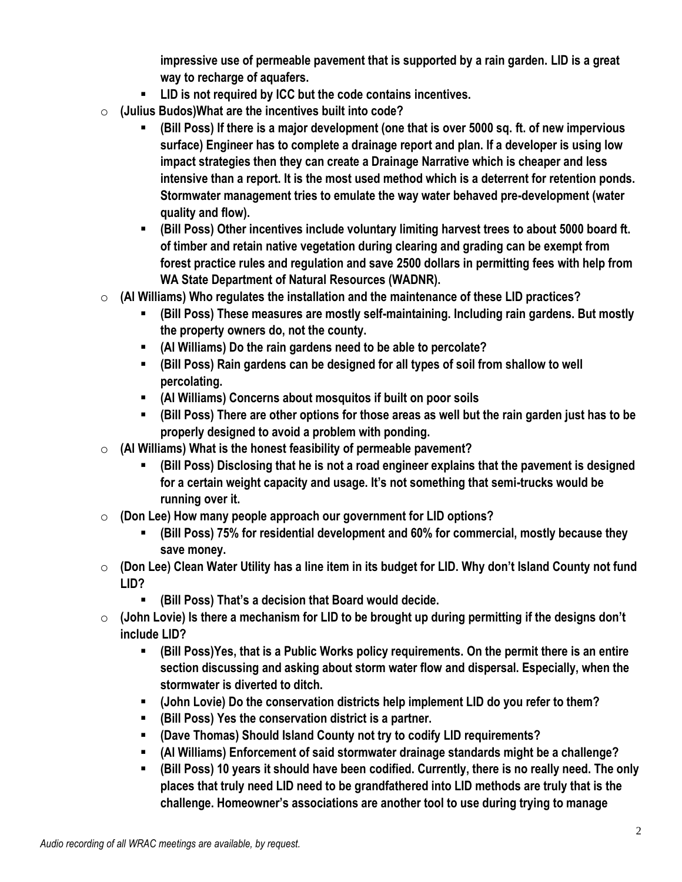**impressive use of permeable pavement that is supported by a rain garden. LID is a great way to recharge of aquafers.**

- **LID is not required by ICC but the code contains incentives.**

- **(Julius Budos)What are the incentives built into code?**
  - **(Bill Poss) If there is a major development (one that is over 5000 sq. ft. of new impervious surface) Engineer has to complete a drainage report and plan. If a developer is using low impact strategies then they can create a Drainage Narrative which is cheaper and less intensive than a report. It is the most used method which is a deterrent for retention ponds. Stormwater management tries to emulate the way water behaved pre-development (water quality and flow).**
  - **(Bill Poss) Other incentives include voluntary limiting harvest trees to about 5000 board ft. of timber and retain native vegetation during clearing and grading can be exempt from forest practice rules and regulation and save 2500 dollars in permitting fees with help from WA State Department of Natural Resources (WADNR).**
- **(Al Williams) Who regulates the installation and the maintenance of these LID practices?**
  - **(Bill Poss) These measures are mostly self-maintaining. Including rain gardens. But mostly the property owners do, not the county.**
  - **(Al Williams) Do the rain gardens need to be able to percolate?**
  - **(Bill Poss) Rain gardens can be designed for all types of soil from shallow to well percolating.**
  - **(Al Williams) Concerns about mosquitos if built on poor soils**
  - **(Bill Poss) There are other options for those areas as well but the rain garden just has to be properly designed to avoid a problem with ponding.**
- **(Al Williams) What is the honest feasibility of permeable pavement?**
  - **(Bill Poss) Disclosing that he is not a road engineer explains that the pavement is designed for a certain weight capacity and usage. It's not something that semi-trucks would be running over it.**
- **(Don Lee) How many people approach our government for LID options?**
  - **(Bill Poss) 75% for residential development and 60% for commercial, mostly because they save money.**
- **(Don Lee) Clean Water Utility has a line item in its budget for LID. Why don't Island County not fund LID?**
  - **(Bill Poss) That's a decision that Board would decide.**
- **(John Lovie) Is there a mechanism for LID to be brought up during permitting if the designs don't include LID?**
  - **(Bill Poss)Yes, that is a Public Works policy requirements. On the permit there is an entire section discussing and asking about storm water flow and dispersal. Especially, when the stormwater is diverted to ditch.**
  - **(John Lovie) Do the conservation districts help implement LID do you refer to them?**
  - **(Bill Poss) Yes the conservation district is a partner.**
  - **(Dave Thomas) Should Island County not try to codify LID requirements?**
  - **(Al Williams) Enforcement of said stormwater drainage standards might be a challenge?**
  - **(Bill Poss) 10 years it should have been codified. Currently, there is no really need. The only places that truly need LID need to be grandfathered into LID methods are truly that is the challenge. Homeowner's associations are another tool to use during trying to manage**

*Audio recording of all WRAC meetings are available, by request.*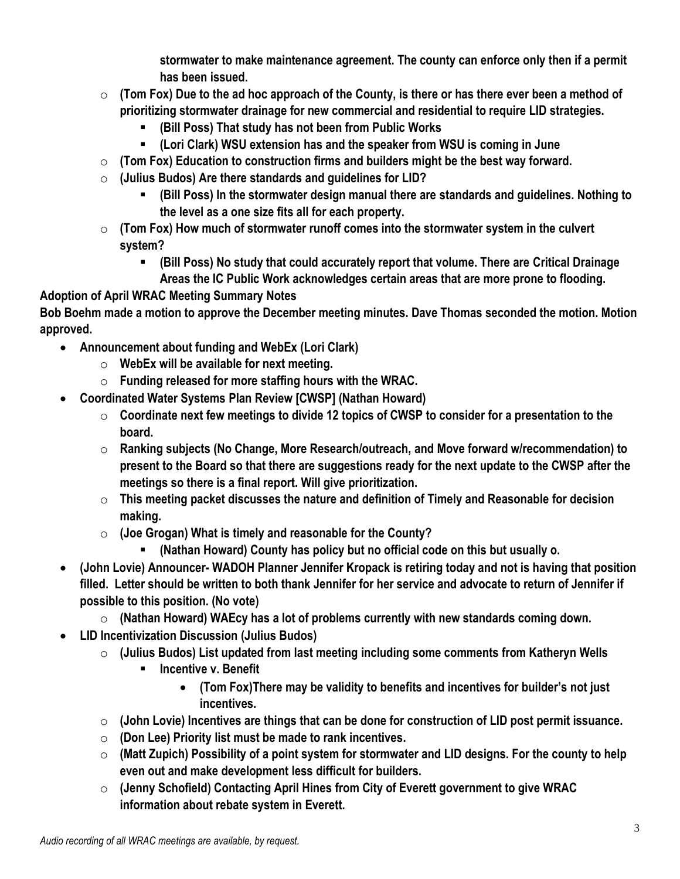**stormwater to make maintenance agreement. The county can enforce only then if a permit has been issued.**

  - **(Tom Fox) Due to the ad hoc approach of the County, is there or has there ever been a method of prioritizing stormwater drainage for new commercial and residential to require LID strategies.**
    - **(Bill Poss) That study has not been from Public Works**
    - **(Lori Clark) WSU extension has and the speaker from WSU is coming in June**
  - **(Tom Fox) Education to construction firms and builders might be the best way forward.**
  - **(Julius Budos) Are there standards and guidelines for LID?**
    - **(Bill Poss) In the stormwater design manual there are standards and guidelines. Nothing to the level as a one size fits all for each property.**
  - **(Tom Fox) How much of stormwater runoff comes into the stormwater system in the culvert system?**
    - **(Bill Poss) No study that could accurately report that volume. There are Critical Drainage Areas the IC Public Work acknowledges certain areas that are more prone to flooding.**

**Adoption of April WRAC Meeting Summary Notes**

**Bob Boehm made a motion to approve the December meeting minutes. Dave Thomas seconded the motion. Motion approved.**

- **Announcement about funding and WebEx (Lori Clark)**
  - **WebEx will be available for next meeting.**
  - **Funding released for more staffing hours with the WRAC.**
- **Coordinated Water Systems Plan Review [CWSP] (Nathan Howard)**
  - **Coordinate next few meetings to divide 12 topics of CWSP to consider for a presentation to the board.**
  - **Ranking subjects (No Change, More Research/outreach, and Move forward w/recommendation) to present to the Board so that there are suggestions ready for the next update to the CWSP after the meetings so there is a final report. Will give prioritization.**
  - **This meeting packet discusses the nature and definition of Timely and Reasonable for decision making.**
  - **(Joe Grogan) What is timely and reasonable for the County?**
    - **(Nathan Howard) County has policy but no official code on this but usually o.**
- **(John Lovie) Announcer- WADOH Planner Jennifer Kropack is retiring today and not is having that position filled. Letter should be written to both thank Jennifer for her service and advocate to return of Jennifer if possible to this position. (No vote)**
  - **(Nathan Howard) WAEcy has a lot of problems currently with new standards coming down.**
- **LID Incentivization Discussion (Julius Budos)**
  - **(Julius Budos) List updated from last meeting including some comments from Katheryn Wells**
    - **Incentive v. Benefit**
      - **(Tom Fox)There may be validity to benefits and incentives for builder's not just incentives.**
  - **(John Lovie) Incentives are things that can be done for construction of LID post permit issuance.**
  - **(Don Lee) Priority list must be made to rank incentives.**
  - **(Matt Zupich) Possibility of a point system for stormwater and LID designs. For the county to help even out and make development less difficult for builders.**
  - **(Jenny Schofield) Contacting April Hines from City of Everett government to give WRAC information about rebate system in Everett.**

*Audio recording of all WRAC meetings are available, by request.*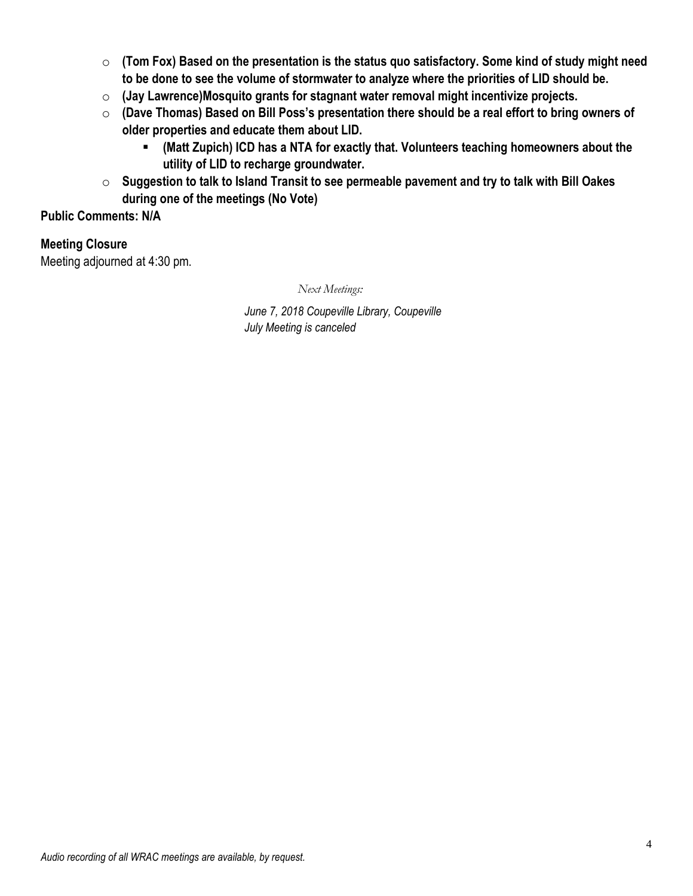- **(Tom Fox) Based on the presentation is the status quo satisfactory. Some kind of study might need to be done to see the volume of stormwater to analyze where the priorities of LID should be.**
- **(Jay Lawrence)Mosquito grants for stagnant water removal might incentivize projects.**
- **(Dave Thomas) Based on Bill Poss's presentation there should be a real effort to bring owners of older properties and educate them about LID.**
  - **(Matt Zupich) ICD has a NTA for exactly that. Volunteers teaching homeowners about the utility of LID to recharge groundwater.**
- **Suggestion to talk to Island Transit to see permeable pavement and try to talk with Bill Oakes during one of the meetings (No Vote)**

**Public Comments: N/A**

**Meeting Closure**

Meeting adjourned at 4:30 pm.

*Next Meetings:*

*June 7, 2018 Coupeville Library, Coupeville*
*July Meeting is canceled*

*Audio recording of all WRAC meetings are available, by request.*